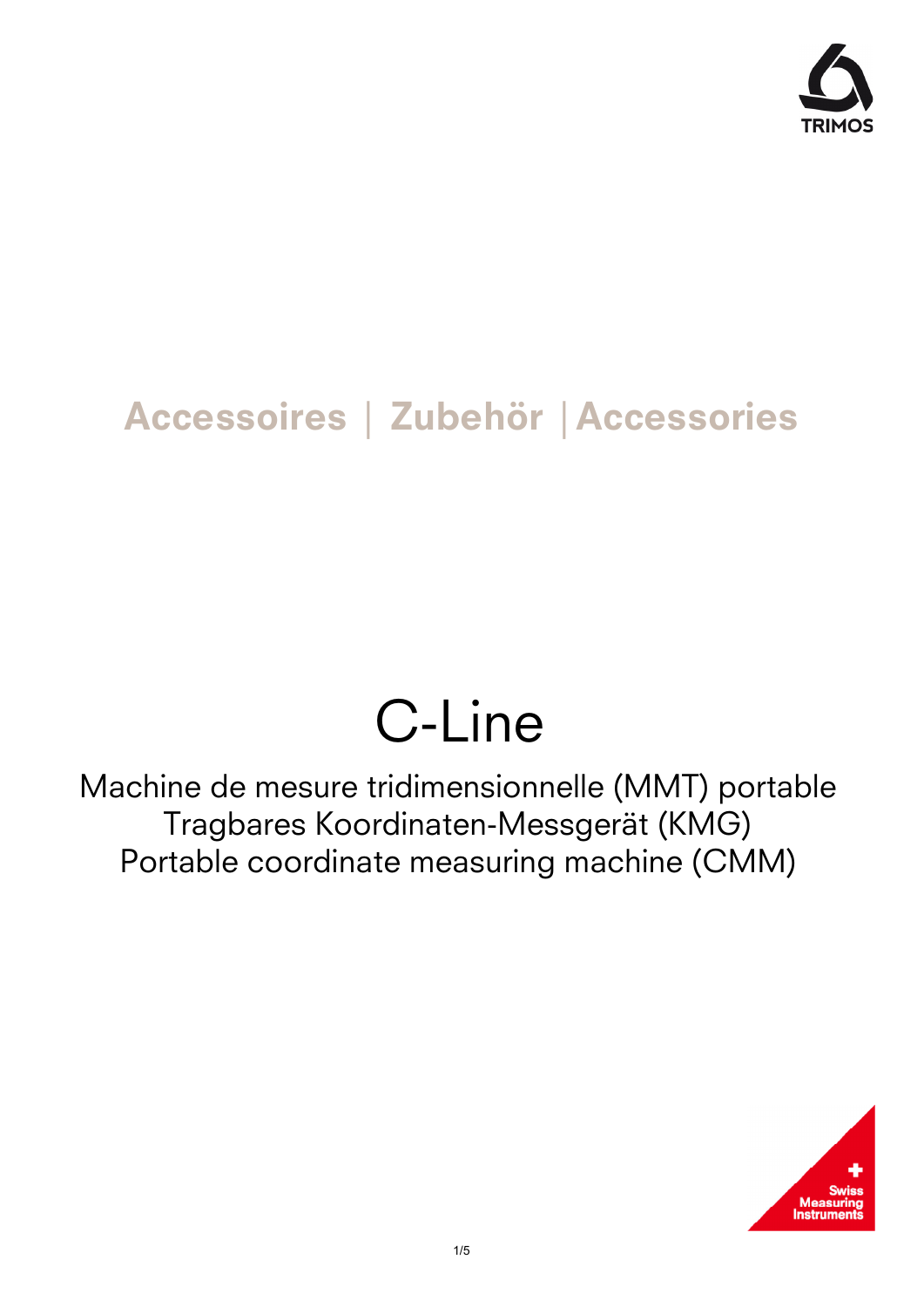TRIMOS

## Accessoires | Zubehör | Accessories

# C-Line

Machine de mesure tridimensionnelle (MMT) portable
Tragbares Koordinaten-Messgerät (KMG)
Portable coordinate measuring machine (CMM)

Swiss Measuring Instruments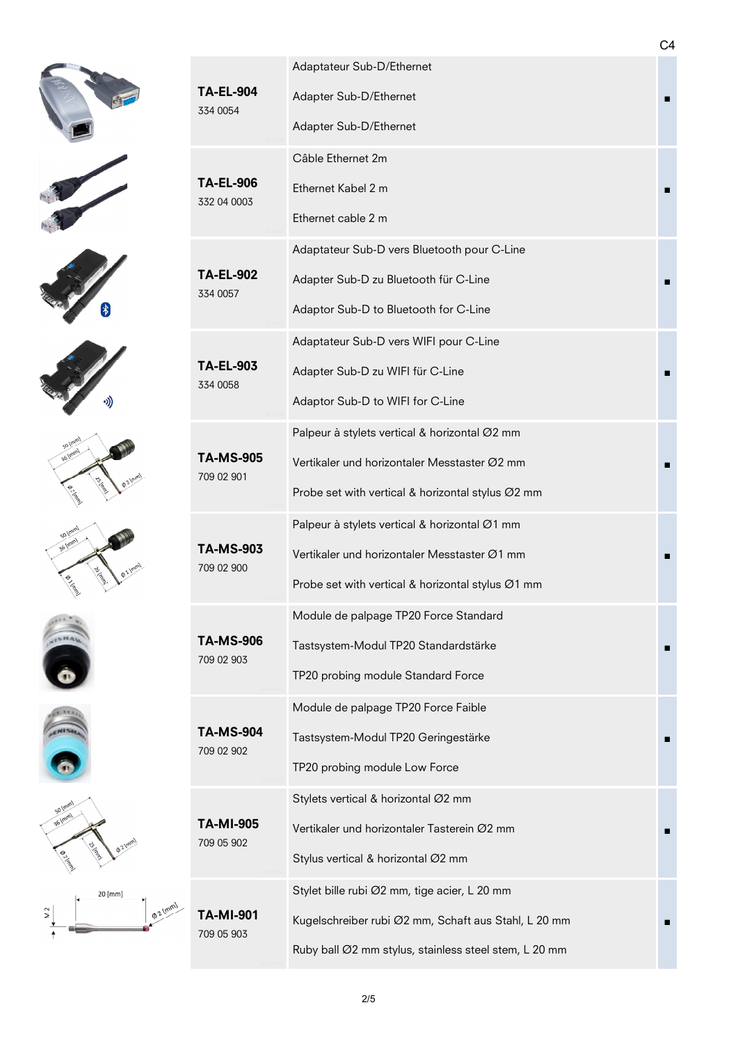C4

| Article | Description | |
|---|---|---|
| **TA-EL-904**<br>334 0054 | Adaptateur Sub-D/Ethernet<br>Adapter Sub-D/Ethernet<br>Adapter Sub-D/Ethernet | ■ |
| **TA-EL-906**<br>332 04 0003 | Câble Ethernet 2m<br>Ethernet Kabel 2 m<br>Ethernet cable 2 m | ■ |
| **TA-EL-902**<br>334 0057 | Adaptateur Sub-D vers Bluetooth pour C-Line<br>Adapter Sub-D zu Bluetooth für C-Line<br>Adaptor Sub-D to Bluetooth for C-Line | ■ |
| **TA-EL-903**<br>334 0058 | Adaptateur Sub-D vers WIFI pour C-Line<br>Adapter Sub-D zu WIFI für C-Line<br>Adaptor Sub-D to WIFI for C-Line | ■ |
| **TA-MS-905**<br>709 02 901 | Palpeur à stylets vertical & horizontal Ø2 mm<br>Vertikaler und horizontaler Messtaster Ø2 mm<br>Probe set with vertical & horizontal stylus Ø2 mm | ■ |
| **TA-MS-903**<br>709 02 900 | Palpeur à stylets vertical & horizontal Ø1 mm<br>Vertikaler und horizontaler Messtaster Ø1 mm<br>Probe set with vertical & horizontal stylus Ø1 mm | ■ |
| **TA-MS-906**<br>709 02 903 | Module de palpage TP20 Force Standard<br>Tastsystem-Modul TP20 Standardstärke<br>TP20 probing module Standard Force | ■ |
| **TA-MS-904**<br>709 02 902 | Module de palpage TP20 Force Faible<br>Tastsystem-Modul TP20 Geringestärke<br>TP20 probing module Low Force | ■ |
| **TA-MI-905**<br>709 05 902 | Stylets vertical & horizontal Ø2 mm<br>Vertikaler und horizontaler Tasterein Ø2 mm<br>Stylus vertical & horizontal Ø2 mm | ■ |
| **TA-MI-901**<br>709 05 903 | Stylet bille rubi Ø2 mm, tige acier, L 20 mm<br>Kugelschreiber rubi Ø2 mm, Schaft aus Stahl, L 20 mm<br>Ruby ball Ø2 mm stylus, stainless steel stem, L 20 mm | ■ |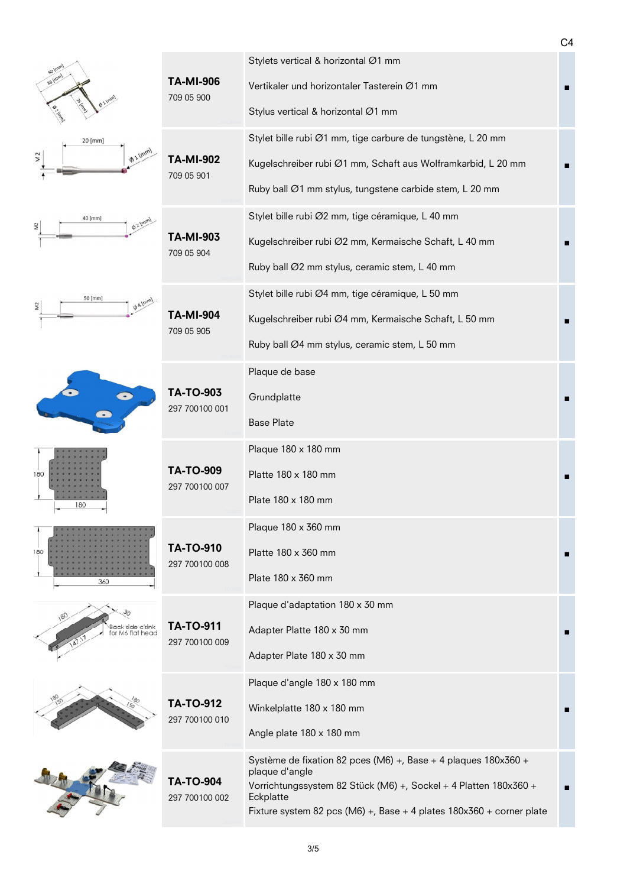| Reference | Description | |
|---|---|---|
| **TA-MI-906**<br>709 05 900 | Stylets vertical & horizontal Ø1 mm<br>Vertikaler und horizontaler Tasterein Ø1 mm<br>Stylus vertical & horizontal Ø1 mm | ■ |
| **TA-MI-902**<br>709 05 901 | Stylet bille rubi Ø1 mm, tige carbure de tungstène, L 20 mm<br>Kugelschreiber rubi Ø1 mm, Schaft aus Wolframkarbid, L 20 mm<br>Ruby ball Ø1 mm stylus, tungstene carbide stem, L 20 mm | ■ |
| **TA-MI-903**<br>709 05 904 | Stylet bille rubi Ø2 mm, tige céramique, L 40 mm<br>Kugelschreiber rubi Ø2 mm, Kermaische Schaft, L 40 mm<br>Ruby ball Ø2 mm stylus, ceramic stem, L 40 mm | ■ |
| **TA-MI-904**<br>709 05 905 | Stylet bille rubi Ø4 mm, tige céramique, L 50 mm<br>Kugelschreiber rubi Ø4 mm, Kermaische Schaft, L 50 mm<br>Ruby ball Ø4 mm stylus, ceramic stem, L 50 mm | ■ |
| **TA-TO-903**<br>297 700100 001 | Plaque de base<br>Grundplatte<br>Base Plate | ■ |
| **TA-TO-909**<br>297 700100 007 | Plaque 180 x 180 mm<br>Platte 180 x 180 mm<br>Plate 180 x 180 mm | ■ |
| **TA-TO-910**<br>297 700100 008 | Plaque 180 x 360 mm<br>Platte 180 x 360 mm<br>Plate 180 x 360 mm | ■ |
| **TA-TO-911**<br>297 700100 009 | Plaque d'adaptation 180 x 30 mm<br>Adapter Platte 180 x 30 mm<br>Adapter Plate 180 x 30 mm | ■ |
| **TA-TO-912**<br>297 700100 010 | Plaque d'angle 180 x 180 mm<br>Winkelplatte 180 x 180 mm<br>Angle plate 180 x 180 mm | ■ |
| **TA-TO-904**<br>297 700100 002 | Système de fixation 82 pces (M6) +, Base + 4 plaques 180x360 + plaque d'angle<br>Vorrichtungssystem 82 Stück (M6) +, Sockel + 4 Platten 180x360 + Eckplatte<br>Fixture system 82 pcs (M6) +, Base + 4 plates 180x360 + corner plate | ■ |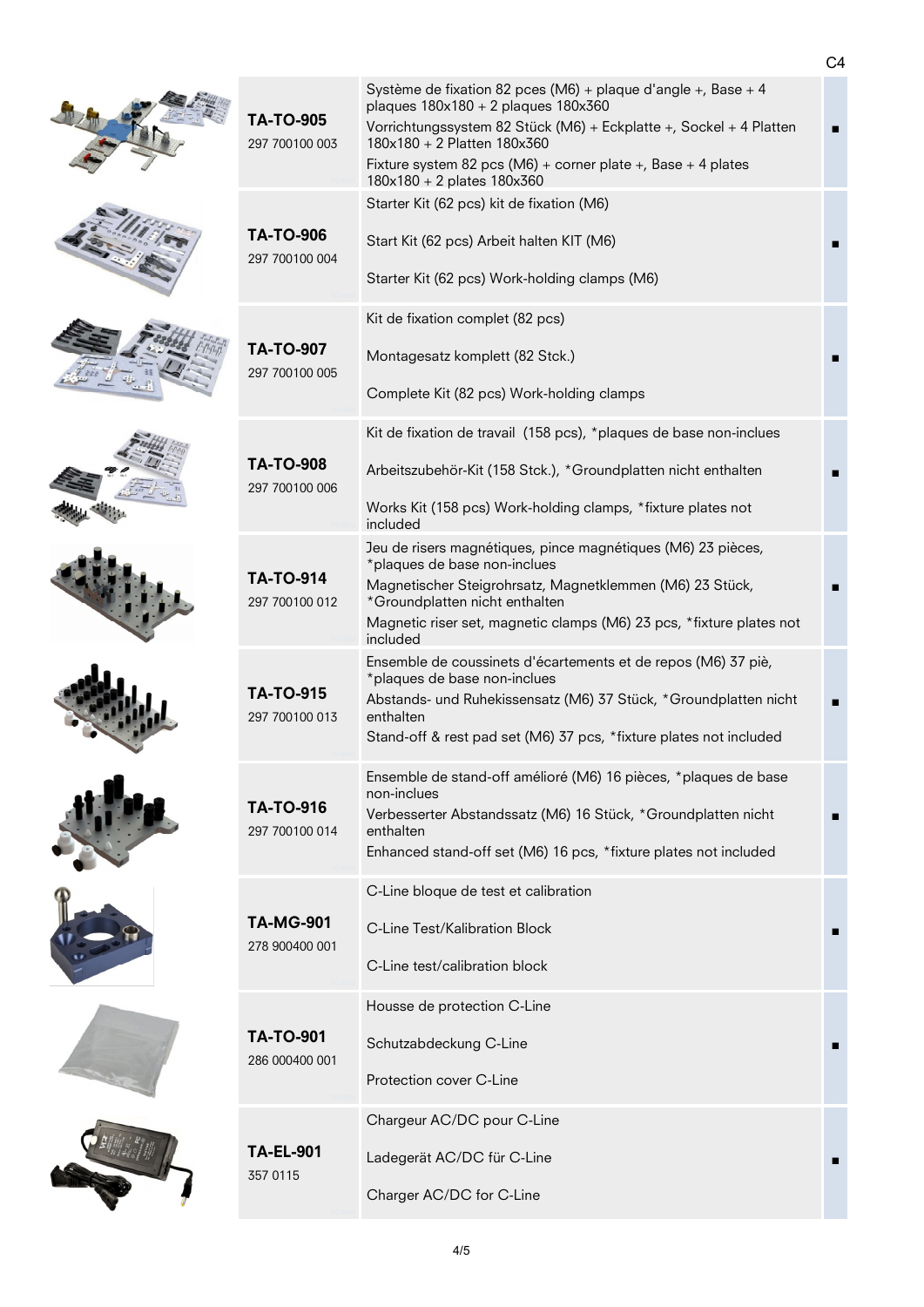| Article | Description | |
|---|---|---|
| **TA-TO-905**<br>297 700100 003 | Système de fixation 82 pces (M6) + plaque d'angle +, Base + 4 plaques 180x180 + 2 plaques 180x360<br>Vorrichtungssystem 82 Stück (M6) + Eckplatte +, Sockel + 4 Platten 180x180 + 2 Platten 180x360<br>Fixture system 82 pcs (M6) + corner plate +, Base + 4 plates 180x180 + 2 plates 180x360 | ■ |
| **TA-TO-906**<br>297 700100 004 | Starter Kit (62 pcs) kit de fixation (M6)<br>Start Kit (62 pcs) Arbeit halten KIT (M6)<br>Starter Kit (62 pcs) Work-holding clamps (M6) | ■ |
| **TA-TO-907**<br>297 700100 005 | Kit de fixation complet (82 pcs)<br>Montagesatz komplett (82 Stck.)<br>Complete Kit (82 pcs) Work-holding clamps | ■ |
| **TA-TO-908**<br>297 700100 006 | Kit de fixation de travail (158 pcs), *plaques de base non-inclues<br>Arbeitszubehör-Kit (158 Stck.), *Groundplatten nicht enthalten<br>Works Kit (158 pcs) Work-holding clamps, *fixture plates not included | ■ |
| **TA-TO-914**<br>297 700100 012 | Jeu de risers magnétiques, pince magnétiques (M6) 23 pièces, *plaques de base non-inclues<br>Magnetischer Steigrohrsatz, Magnetklemmen (M6) 23 Stück, *Groundplatten nicht enthalten<br>Magnetic riser set, magnetic clamps (M6) 23 pcs, *fixture plates not included | ■ |
| **TA-TO-915**<br>297 700100 013 | Ensemble de coussinets d'écartements et de repos (M6) 37 piè, *plaques de base non-inclues<br>Abstands- und Ruhekissensatz (M6) 37 Stück, *Groundplatten nicht enthalten<br>Stand-off & rest pad set (M6) 37 pcs, *fixture plates not included | ■ |
| **TA-TO-916**<br>297 700100 014 | Ensemble de stand-off amélioré (M6) 16 pièces, *plaques de base non-inclues<br>Verbesserter Abstandssatz (M6) 16 Stück, *Groundplatten nicht enthalten<br>Enhanced stand-off set (M6) 16 pcs, *fixture plates not included | ■ |
| **TA-MG-901**<br>278 900400 001 | C-Line bloque de test et calibration<br>C-Line Test/Kalibration Block<br>C-Line test/calibration block | ■ |
| **TA-TO-901**<br>286 000400 001 | Housse de protection C-Line<br>Schutzabdeckung C-Line<br>Protection cover C-Line | ■ |
| **TA-EL-901**<br>357 0115 | Chargeur AC/DC pour C-Line<br>Ladegerät AC/DC für C-Line<br>Charger AC/DC for C-Line | ■ |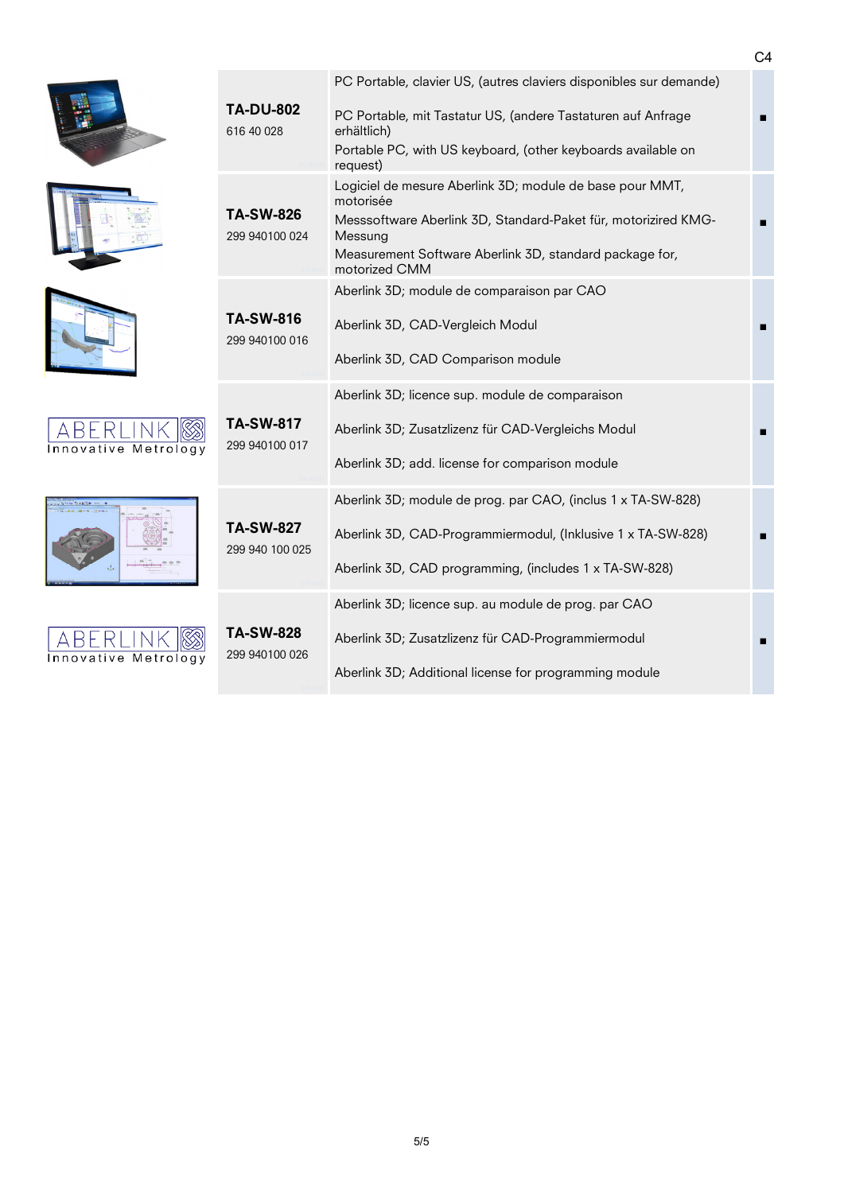C4

| | | | |
|---|---|---|---|
| | **TA-DU-802**<br>616 40 028 | PC Portable, clavier US, (autres claviers disponibles sur demande)<br>PC Portable, mit Tastatur US, (andere Tastaturen auf Anfrage erhältlich)<br>Portable PC, with US keyboard, (other keyboards available on request) | ■ |
| | **TA-SW-826**<br>299 940100 024 | Logiciel de mesure Aberlink 3D; module de base pour MMT, motorisée<br>Messsoftware Aberlink 3D, Standard-Paket für, motorizired KMG-Messung<br>Measurement Software Aberlink 3D, standard package for, motorized CMM | ■ |
| | **TA-SW-816**<br>299 940100 016 | Aberlink 3D; module de comparaison par CAO<br>Aberlink 3D, CAD-Vergleich Modul<br>Aberlink 3D, CAD Comparison module | ■ |
| ABERLINK Innovative Metrology | **TA-SW-817**<br>299 940100 017 | Aberlink 3D; licence sup. module de comparaison<br>Aberlink 3D; Zusatzlizenz für CAD-Vergleichs Modul<br>Aberlink 3D; add. license for comparison module | ■ |
| | **TA-SW-827**<br>299 940 100 025 | Aberlink 3D; module de prog. par CAO, (inclus 1 x TA-SW-828)<br>Aberlink 3D, CAD-Programmiermodul, (Inklusive 1 x TA-SW-828)<br>Aberlink 3D, CAD programming, (includes 1 x TA-SW-828) | ■ |
| ABERLINK Innovative Metrology | **TA-SW-828**<br>299 940100 026 | Aberlink 3D; licence sup. au module de prog. par CAO<br>Aberlink 3D; Zusatzlizenz für CAD-Programmiermodul<br>Aberlink 3D; Additional license for programming module | ■ |